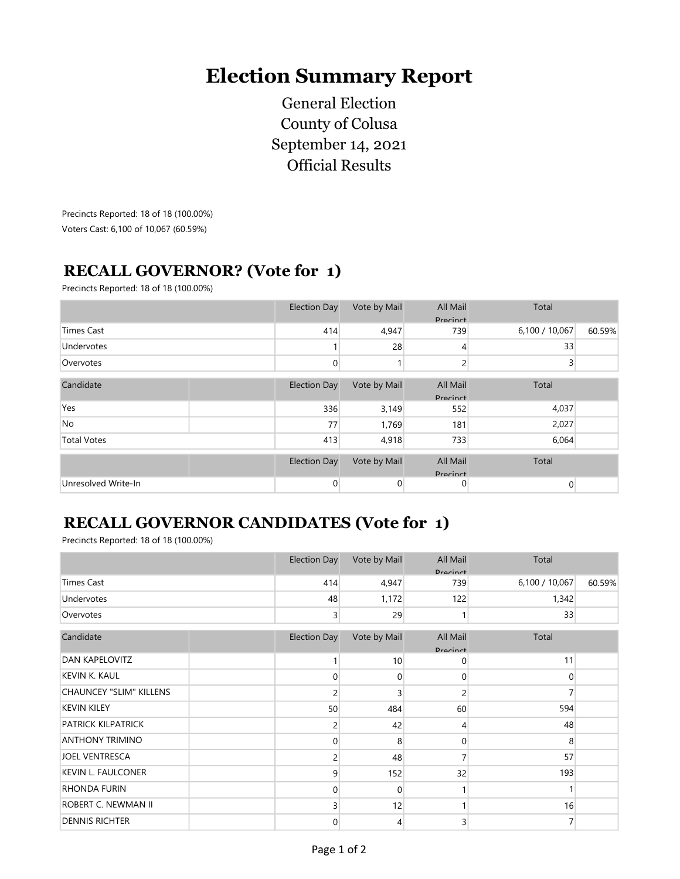# Election Summary Report

General Election
County of Colusa
September 14, 2021
Official Results

Precincts Reported: 18 of 18 (100.00%)
Voters Cast: 6,100 of 10,067 (60.59%)

## RECALL GOVERNOR? (Vote for 1)

Precincts Reported: 18 of 18 (100.00%)

| | Election Day | Vote by Mail | All Mail Precinct | Total | |
|---|---|---|---|---|---|
| Times Cast | 414 | 4,947 | 739 | 6,100 / 10,067 | 60.59% |
| Undervotes | 1 | 28 | 4 | 33 | |
| Overvotes | 0 | 1 | 2 | 3 | |

| Candidate | | Election Day | Vote by Mail | All Mail Precinct | Total | |
|---|---|---|---|---|---|---|
| Yes | | 336 | 3,149 | 552 | 4,037 | |
| No | | 77 | 1,769 | 181 | 2,027 | |
| Total Votes | | 413 | 4,918 | 733 | 6,064 | |

| | | Election Day | Vote by Mail | All Mail Precinct | Total | |
|---|---|---|---|---|---|---|
| Unresolved Write-In | | 0 | 0 | 0 | 0 | |

## RECALL GOVERNOR CANDIDATES (Vote for 1)

Precincts Reported: 18 of 18 (100.00%)

| | Election Day | Vote by Mail | All Mail Precinct | Total | |
|---|---|---|---|---|---|
| Times Cast | 414 | 4,947 | 739 | 6,100 / 10,067 | 60.59% |
| Undervotes | 48 | 1,172 | 122 | 1,342 | |
| Overvotes | 3 | 29 | 1 | 33 | |

| Candidate | | Election Day | Vote by Mail | All Mail Precinct | Total | |
|---|---|---|---|---|---|---|
| DAN KAPELOVITZ | | 1 | 10 | 0 | 11 | |
| KEVIN K. KAUL | | 0 | 0 | 0 | 0 | |
| CHAUNCEY "SLIM" KILLENS | | 2 | 3 | 2 | 7 | |
| KEVIN KILEY | | 50 | 484 | 60 | 594 | |
| PATRICK KILPATRICK | | 2 | 42 | 4 | 48 | |
| ANTHONY TRIMINO | | 0 | 8 | 0 | 8 | |
| JOEL VENTRESCA | | 2 | 48 | 7 | 57 | |
| KEVIN L. FAULCONER | | 9 | 152 | 32 | 193 | |
| RHONDA FURIN | | 0 | 0 | 1 | 1 | |
| ROBERT C. NEWMAN II | | 3 | 12 | 1 | 16 | |
| DENNIS RICHTER | | 0 | 4 | 3 | 7 | |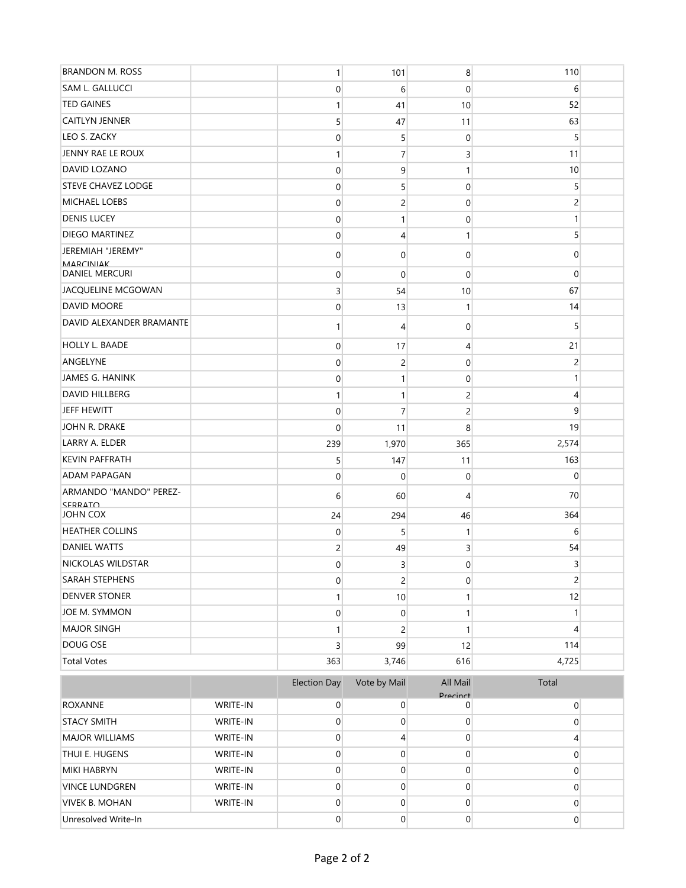| | | | | | |
|---|---|---|---|---|---|
| BRANDON M. ROSS | | 1 | 101 | 8 | 110 |
| SAM L. GALLUCCI | | 0 | 6 | 0 | 6 |
| TED GAINES | | 1 | 41 | 10 | 52 |
| CAITLYN JENNER | | 5 | 47 | 11 | 63 |
| LEO S. ZACKY | | 0 | 5 | 0 | 5 |
| JENNY RAE LE ROUX | | 1 | 7 | 3 | 11 |
| DAVID LOZANO | | 0 | 9 | 1 | 10 |
| STEVE CHAVEZ LODGE | | 0 | 5 | 0 | 5 |
| MICHAEL LOEBS | | 0 | 2 | 0 | 2 |
| DENIS LUCEY | | 0 | 1 | 0 | 1 |
| DIEGO MARTINEZ | | 0 | 4 | 1 | 5 |
| JEREMIAH "JEREMY" MARCINIAK | | 0 | 0 | 0 | 0 |
| DANIEL MERCURI | | 0 | 0 | 0 | 0 |
| JACQUELINE MCGOWAN | | 3 | 54 | 10 | 67 |
| DAVID MOORE | | 0 | 13 | 1 | 14 |
| DAVID ALEXANDER BRAMANTE | | 1 | 4 | 0 | 5 |
| HOLLY L. BAADE | | 0 | 17 | 4 | 21 |
| ANGELYNE | | 0 | 2 | 0 | 2 |
| JAMES G. HANINK | | 0 | 1 | 0 | 1 |
| DAVID HILLBERG | | 1 | 1 | 2 | 4 |
| JEFF HEWITT | | 0 | 7 | 2 | 9 |
| JOHN R. DRAKE | | 0 | 11 | 8 | 19 |
| LARRY A. ELDER | | 239 | 1,970 | 365 | 2,574 |
| KEVIN PAFFRATH | | 5 | 147 | 11 | 163 |
| ADAM PAPAGAN | | 0 | 0 | 0 | 0 |
| ARMANDO "MANDO" PEREZ-SERRATO | | 6 | 60 | 4 | 70 |
| JOHN COX | | 24 | 294 | 46 | 364 |
| HEATHER COLLINS | | 0 | 5 | 1 | 6 |
| DANIEL WATTS | | 2 | 49 | 3 | 54 |
| NICKOLAS WILDSTAR | | 0 | 3 | 0 | 3 |
| SARAH STEPHENS | | 0 | 2 | 0 | 2 |
| DENVER STONER | | 1 | 10 | 1 | 12 |
| JOE M. SYMMON | | 0 | 0 | 1 | 1 |
| MAJOR SINGH | | 1 | 2 | 1 | 4 |
| DOUG OSE | | 3 | 99 | 12 | 114 |
| Total Votes | | 363 | 3,746 | 616 | 4,725 |

| | | Election Day | Vote by Mail | All Mail Precinct | Total |
|---|---|---|---|---|---|
| ROXANNE | WRITE-IN | 0 | 0 | 0 | 0 |
| STACY SMITH | WRITE-IN | 0 | 0 | 0 | 0 |
| MAJOR WILLIAMS | WRITE-IN | 0 | 4 | 0 | 4 |
| THUI E. HUGENS | WRITE-IN | 0 | 0 | 0 | 0 |
| MIKI HABRYN | WRITE-IN | 0 | 0 | 0 | 0 |
| VINCE LUNDGREN | WRITE-IN | 0 | 0 | 0 | 0 |
| VIVEK B. MOHAN | WRITE-IN | 0 | 0 | 0 | 0 |
| Unresolved Write-In | | 0 | 0 | 0 | 0 |